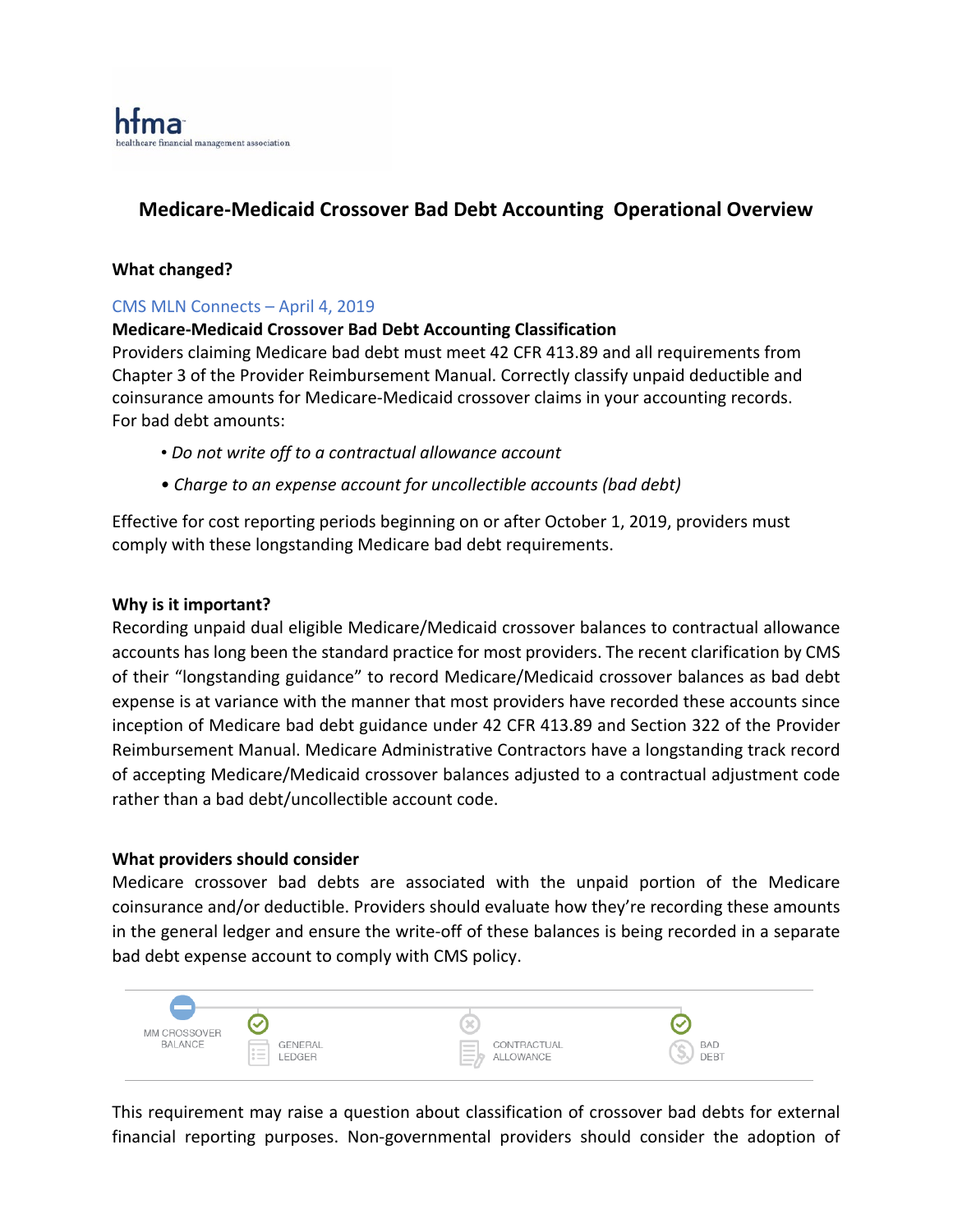hfma
healthcare financial management association

# Medicare-Medicaid Crossover Bad Debt Accounting Operational Overview

### What changed?

CMS MLN Connects – April 4, 2019

**Medicare-Medicaid Crossover Bad Debt Accounting Classification**

Providers claiming Medicare bad debt must meet 42 CFR 413.89 and all requirements from Chapter 3 of the Provider Reimbursement Manual. Correctly classify unpaid deductible and coinsurance amounts for Medicare-Medicaid crossover claims in your accounting records. For bad debt amounts:

- *Do not write off to a contractual allowance account*
- *Charge to an expense account for uncollectible accounts (bad debt)*

Effective for cost reporting periods beginning on or after October 1, 2019, providers must comply with these longstanding Medicare bad debt requirements.

### Why is it important?

Recording unpaid dual eligible Medicare/Medicaid crossover balances to contractual allowance accounts has long been the standard practice for most providers. The recent clarification by CMS of their "longstanding guidance" to record Medicare/Medicaid crossover balances as bad debt expense is at variance with the manner that most providers have recorded these accounts since inception of Medicare bad debt guidance under 42 CFR 413.89 and Section 322 of the Provider Reimbursement Manual. Medicare Administrative Contractors have a longstanding track record of accepting Medicare/Medicaid crossover balances adjusted to a contractual adjustment code rather than a bad debt/uncollectible account code.

### What providers should consider

Medicare crossover bad debts are associated with the unpaid portion of the Medicare coinsurance and/or deductible. Providers should evaluate how they're recording these amounts in the general ledger and ensure the write-off of these balances is being recorded in a separate bad debt expense account to comply with CMS policy.

MM CROSSOVER BALANCE → GENERAL LEDGER (✓) → CONTRACTUAL ALLOWANCE (✗) → BAD DEBT (✓)

This requirement may raise a question about classification of crossover bad debts for external financial reporting purposes. Non-governmental providers should consider the adoption of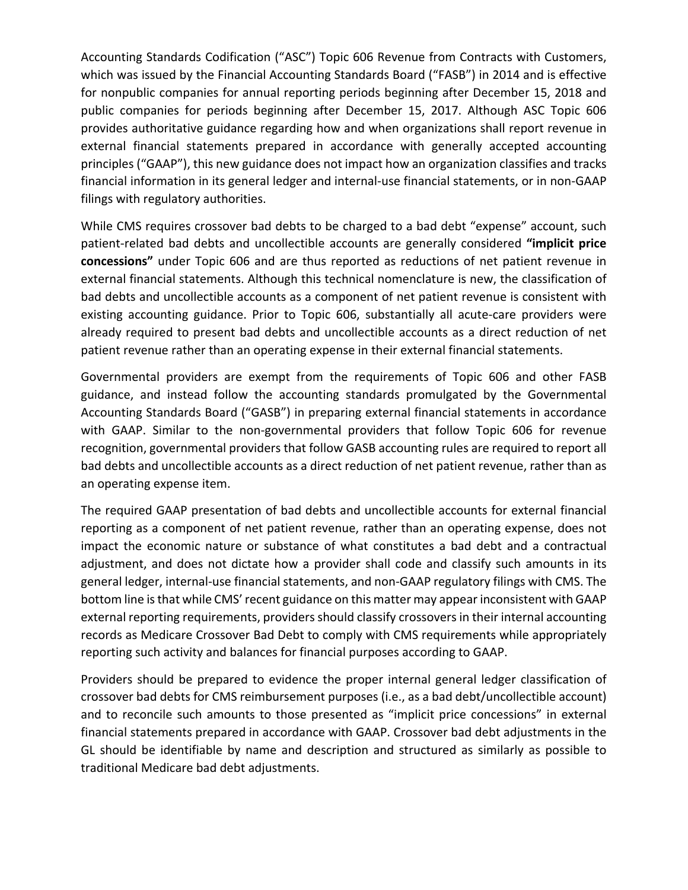Accounting Standards Codification ("ASC") Topic 606 Revenue from Contracts with Customers, which was issued by the Financial Accounting Standards Board ("FASB") in 2014 and is effective for nonpublic companies for annual reporting periods beginning after December 15, 2018 and public companies for periods beginning after December 15, 2017. Although ASC Topic 606 provides authoritative guidance regarding how and when organizations shall report revenue in external financial statements prepared in accordance with generally accepted accounting principles ("GAAP"), this new guidance does not impact how an organization classifies and tracks financial information in its general ledger and internal-use financial statements, or in non-GAAP filings with regulatory authorities.

While CMS requires crossover bad debts to be charged to a bad debt "expense" account, such patient-related bad debts and uncollectible accounts are generally considered **"implicit price concessions"** under Topic 606 and are thus reported as reductions of net patient revenue in external financial statements. Although this technical nomenclature is new, the classification of bad debts and uncollectible accounts as a component of net patient revenue is consistent with existing accounting guidance. Prior to Topic 606, substantially all acute-care providers were already required to present bad debts and uncollectible accounts as a direct reduction of net patient revenue rather than an operating expense in their external financial statements.

Governmental providers are exempt from the requirements of Topic 606 and other FASB guidance, and instead follow the accounting standards promulgated by the Governmental Accounting Standards Board ("GASB") in preparing external financial statements in accordance with GAAP. Similar to the non-governmental providers that follow Topic 606 for revenue recognition, governmental providers that follow GASB accounting rules are required to report all bad debts and uncollectible accounts as a direct reduction of net patient revenue, rather than as an operating expense item.

The required GAAP presentation of bad debts and uncollectible accounts for external financial reporting as a component of net patient revenue, rather than an operating expense, does not impact the economic nature or substance of what constitutes a bad debt and a contractual adjustment, and does not dictate how a provider shall code and classify such amounts in its general ledger, internal-use financial statements, and non-GAAP regulatory filings with CMS. The bottom line is that while CMS' recent guidance on this matter may appear inconsistent with GAAP external reporting requirements, providers should classify crossovers in their internal accounting records as Medicare Crossover Bad Debt to comply with CMS requirements while appropriately reporting such activity and balances for financial purposes according to GAAP.

Providers should be prepared to evidence the proper internal general ledger classification of crossover bad debts for CMS reimbursement purposes (i.e., as a bad debt/uncollectible account) and to reconcile such amounts to those presented as "implicit price concessions" in external financial statements prepared in accordance with GAAP. Crossover bad debt adjustments in the GL should be identifiable by name and description and structured as similarly as possible to traditional Medicare bad debt adjustments.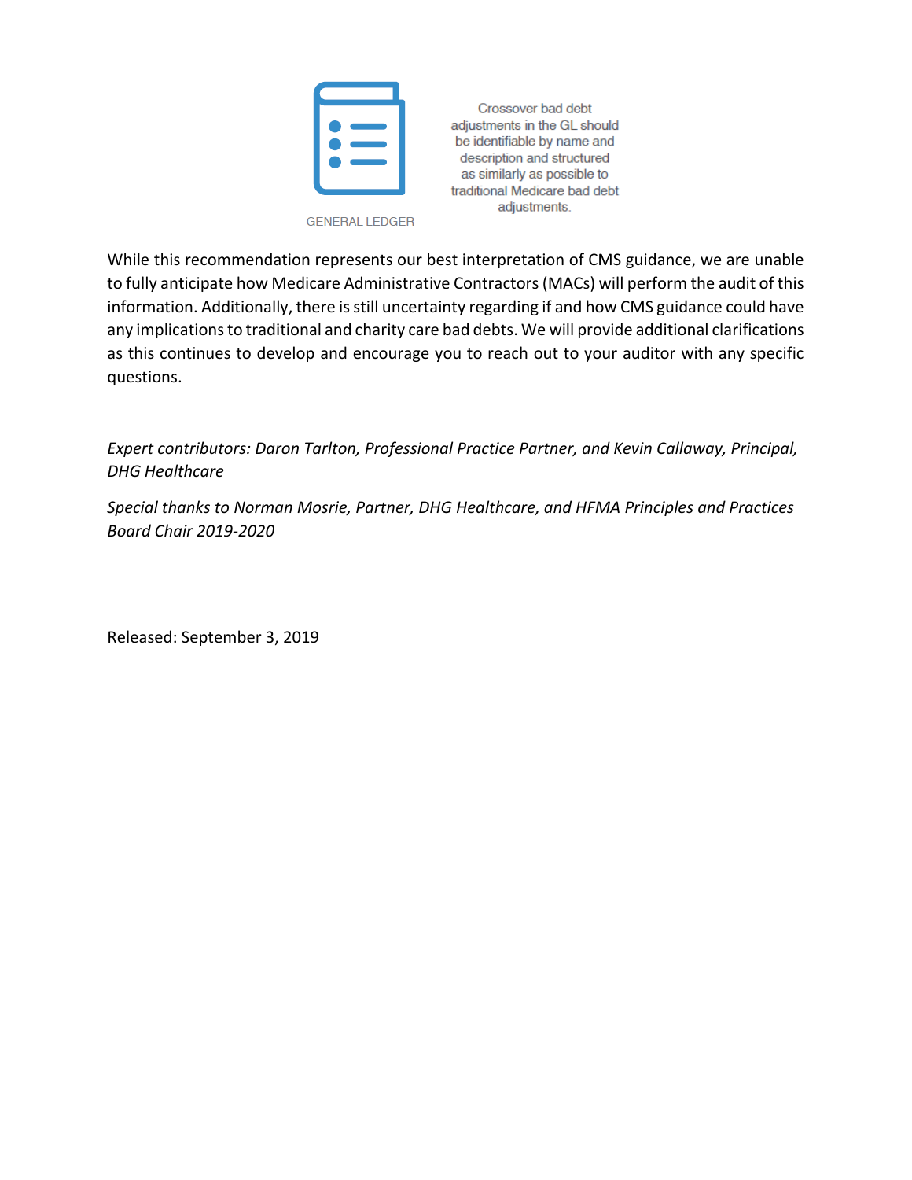GENERAL LEDGER

Crossover bad debt adjustments in the GL should be identifiable by name and description and structured as similarly as possible to traditional Medicare bad debt adjustments.

While this recommendation represents our best interpretation of CMS guidance, we are unable to fully anticipate how Medicare Administrative Contractors (MACs) will perform the audit of this information. Additionally, there is still uncertainty regarding if and how CMS guidance could have any implications to traditional and charity care bad debts. We will provide additional clarifications as this continues to develop and encourage you to reach out to your auditor with any specific questions.

*Expert contributors: Daron Tarlton, Professional Practice Partner, and Kevin Callaway, Principal, DHG Healthcare*

*Special thanks to Norman Mosrie, Partner, DHG Healthcare, and HFMA Principles and Practices Board Chair 2019-2020*

Released: September 3, 2019